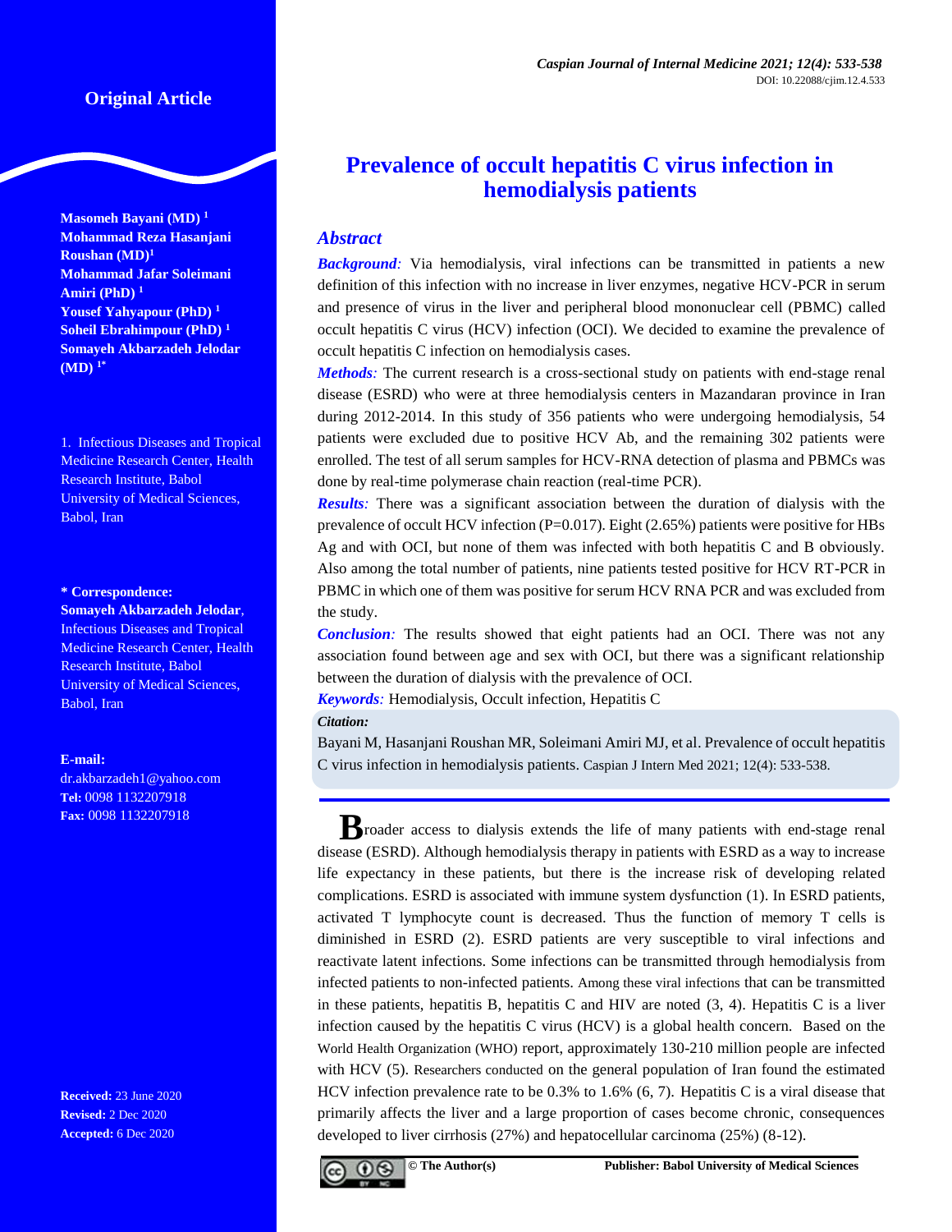Original Article

# Prevalence of occult hepatitis C virus infection in hemodialysis patients

**Masomeh Bayani (MD)** [1]
**Mohammad Reza Hasanjani Roushan (MD)**[1]
**Mohammad Jafar Soleimani Amiri (PhD)** [1]
**Yousef Yahyapour (PhD)** [1]
**Soheil Ebrahimpour (PhD)** [1]
**Somayeh Akbarzadeh Jelodar (MD)** [1*]

1. Infectious Diseases and Tropical Medicine Research Center, Health Research Institute, Babol University of Medical Sciences, Babol, Iran

**\* Correspondence:**
**Somayeh Akbarzadeh Jelodar**, Infectious Diseases and Tropical Medicine Research Center, Health Research Institute, Babol University of Medical Sciences, Babol, Iran

**E-mail:** dr.akbarzadeh1@yahoo.com
**Tel:** 0098 1132207918
**Fax:** 0098 1132207918

**Received:** 23 June 2020
**Revised:** 2 Dec 2020
**Accepted:** 6 Dec 2020

## *Abstract*

***Background:*** Via hemodialysis, viral infections can be transmitted in patients a new definition of this infection with no increase in liver enzymes, negative HCV-PCR in serum and presence of virus in the liver and peripheral blood mononuclear cell (PBMC) called occult hepatitis C virus (HCV) infection (OCI). We decided to examine the prevalence of occult hepatitis C infection on hemodialysis cases.

***Methods:*** The current research is a cross-sectional study on patients with end-stage renal disease (ESRD) who were at three hemodialysis centers in Mazandaran province in Iran during 2012-2014. In this study of 356 patients who were undergoing hemodialysis, 54 patients were excluded due to positive HCV Ab, and the remaining 302 patients were enrolled. The test of all serum samples for HCV-RNA detection of plasma and PBMCs was done by real-time polymerase chain reaction (real-time PCR).

***Results:*** There was a significant association between the duration of dialysis with the prevalence of occult HCV infection (P=0.017). Eight (2.65%) patients were positive for HBs Ag and with OCI, but none of them was infected with both hepatitis C and B obviously. Also among the total number of patients, nine patients tested positive for HCV RT-PCR in PBMC in which one of them was positive for serum HCV RNA PCR and was excluded from the study.

***Conclusion:*** The results showed that eight patients had an OCI. There was not any association found between age and sex with OCI, but there was a significant relationship between the duration of dialysis with the prevalence of OCI.

***Keywords:*** Hemodialysis, Occult infection, Hepatitis C

***Citation:***
Bayani M, Hasanjani Roushan MR, Soleimani Amiri MJ, et al. Prevalence of occult hepatitis C virus infection in hemodialysis patients. Caspian J Intern Med 2021; 12(4): 533-538.

Broader access to dialysis extends the life of many patients with end-stage renal disease (ESRD). Although hemodialysis therapy in patients with ESRD as a way to increase life expectancy in these patients, but there is the increase risk of developing related complications. ESRD is associated with immune system dysfunction (1). In ESRD patients, activated T lymphocyte count is decreased. Thus the function of memory T cells is diminished in ESRD (2). ESRD patients are very susceptible to viral infections and reactivate latent infections. Some infections can be transmitted through hemodialysis from infected patients to non-infected patients. Among these viral infections that can be transmitted in these patients, hepatitis B, hepatitis C and HIV are noted (3, 4). Hepatitis C is a liver infection caused by the hepatitis C virus (HCV) is a global health concern. Based on the World Health Organization (WHO) report, approximately 130-210 million people are infected with HCV (5). Researchers conducted on the general population of Iran found the estimated HCV infection prevalence rate to be 0.3% to 1.6% (6, 7). Hepatitis C is a viral disease that primarily affects the liver and a large proportion of cases become chronic, consequences developed to liver cirrhosis (27%) and hepatocellular carcinoma (25%) (8-12).

© The Author(s) Publisher: Babol University of Medical Sciences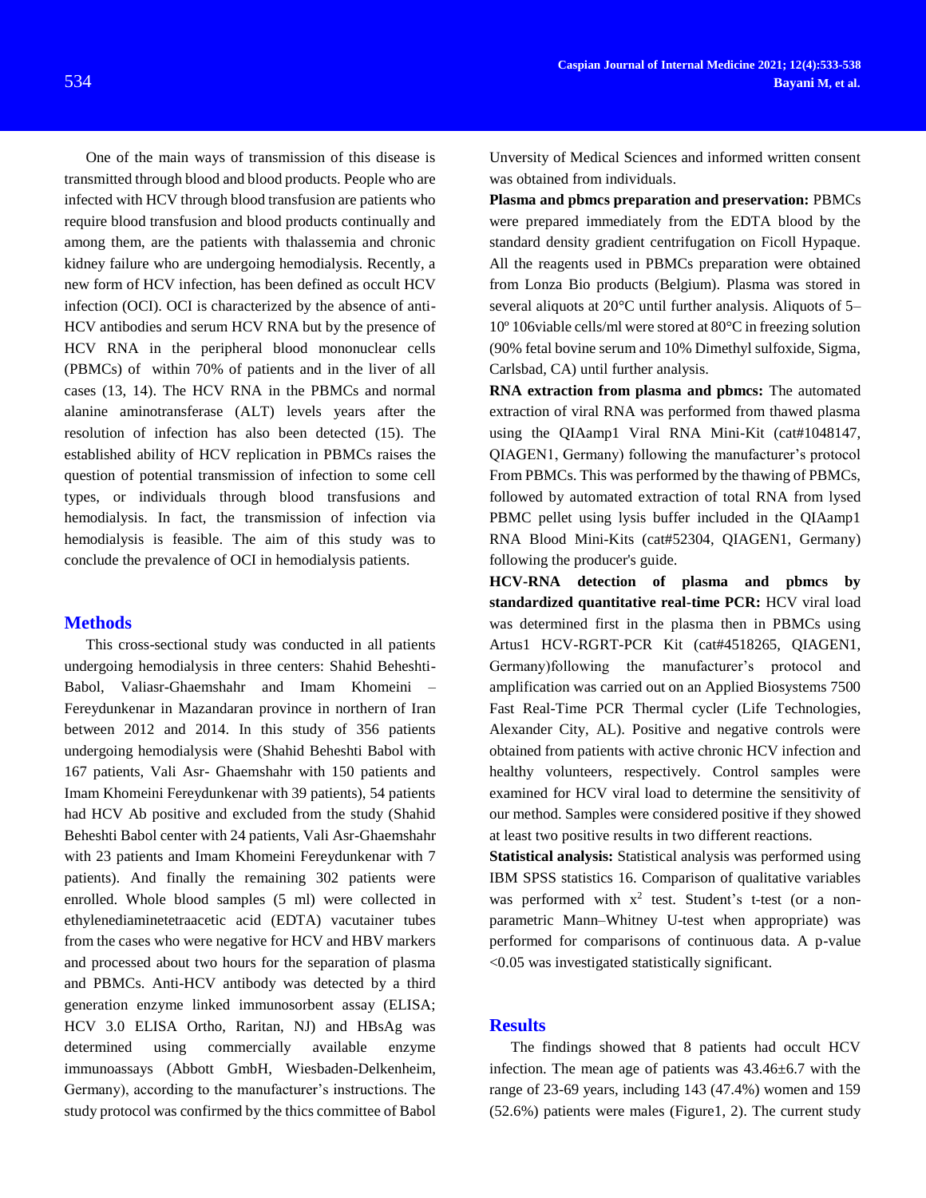One of the main ways of transmission of this disease is transmitted through blood and blood products. People who are infected with HCV through blood transfusion are patients who require blood transfusion and blood products continually and among them, are the patients with thalassemia and chronic kidney failure who are undergoing hemodialysis. Recently, a new form of HCV infection, has been defined as occult HCV infection (OCI). OCI is characterized by the absence of anti-HCV antibodies and serum HCV RNA but by the presence of HCV RNA in the peripheral blood mononuclear cells (PBMCs) of within 70% of patients and in the liver of all cases (13, 14). The HCV RNA in the PBMCs and normal alanine aminotransferase (ALT) levels years after the resolution of infection has also been detected (15). The established ability of HCV replication in PBMCs raises the question of potential transmission of infection to some cell types, or individuals through blood transfusions and hemodialysis. In fact, the transmission of infection via hemodialysis is feasible. The aim of this study was to conclude the prevalence of OCI in hemodialysis patients.

## Methods

This cross-sectional study was conducted in all patients undergoing hemodialysis in three centers: Shahid Beheshti-Babol, Valiasr-Ghaemshahr and Imam Khomeini – Fereydunkenar in Mazandaran province in northern of Iran between 2012 and 2014. In this study of 356 patients undergoing hemodialysis were (Shahid Beheshti Babol with 167 patients, Vali Asr- Ghaemshahr with 150 patients and Imam Khomeini Fereydunkenar with 39 patients), 54 patients had HCV Ab positive and excluded from the study (Shahid Beheshti Babol center with 24 patients, Vali Asr-Ghaemshahr with 23 patients and Imam Khomeini Fereydunkenar with 7 patients). And finally the remaining 302 patients were enrolled. Whole blood samples (5 ml) were collected in ethylenediaminetetraacetic acid (EDTA) vacutainer tubes from the cases who were negative for HCV and HBV markers and processed about two hours for the separation of plasma and PBMCs. Anti-HCV antibody was detected by a third generation enzyme linked immunosorbent assay (ELISA; HCV 3.0 ELISA Ortho, Raritan, NJ) and HBsAg was determined using commercially available enzyme immunoassays (Abbott GmbH, Wiesbaden-Delkenheim, Germany), according to the manufacturer's instructions. The study protocol was confirmed by the thics committee of Babol University of Medical Sciences and informed written consent was obtained from individuals.

**Plasma and pbmcs preparation and preservation:** PBMCs were prepared immediately from the EDTA blood by the standard density gradient centrifugation on Ficoll Hypaque. All the reagents used in PBMCs preparation were obtained from Lonza Bio products (Belgium). Plasma was stored in several aliquots at 20°C until further analysis. Aliquots of 5–10º 106viable cells/ml were stored at 80°C in freezing solution (90% fetal bovine serum and 10% Dimethyl sulfoxide, Sigma, Carlsbad, CA) until further analysis.

**RNA extraction from plasma and pbmcs:** The automated extraction of viral RNA was performed from thawed plasma using the QIAamp1 Viral RNA Mini-Kit (cat#1048147, QIAGEN1, Germany) following the manufacturer's protocol From PBMCs. This was performed by the thawing of PBMCs, followed by automated extraction of total RNA from lysed PBMC pellet using lysis buffer included in the QIAamp1 RNA Blood Mini-Kits (cat#52304, QIAGEN1, Germany) following the producer's guide.

**HCV-RNA detection of plasma and pbmcs by standardized quantitative real-time PCR:** HCV viral load was determined first in the plasma then in PBMCs using Artus1 HCV-RGRT-PCR Kit (cat#4518265, QIAGEN1, Germany)following the manufacturer's protocol and amplification was carried out on an Applied Biosystems 7500 Fast Real-Time PCR Thermal cycler (Life Technologies, Alexander City, AL). Positive and negative controls were obtained from patients with active chronic HCV infection and healthy volunteers, respectively. Control samples were examined for HCV viral load to determine the sensitivity of our method. Samples were considered positive if they showed at least two positive results in two different reactions.

**Statistical analysis:** Statistical analysis was performed using IBM SPSS statistics 16. Comparison of qualitative variables was performed with $x^2$ test. Student's t-test (or a non-parametric Mann–Whitney U-test when appropriate) was performed for comparisons of continuous data. A p-value <0.05 was investigated statistically significant.

## Results

The findings showed that 8 patients had occult HCV infection. The mean age of patients was 43.46±6.7 with the range of 23-69 years, including 143 (47.4%) women and 159 (52.6%) patients were males (Figure1, 2). The current study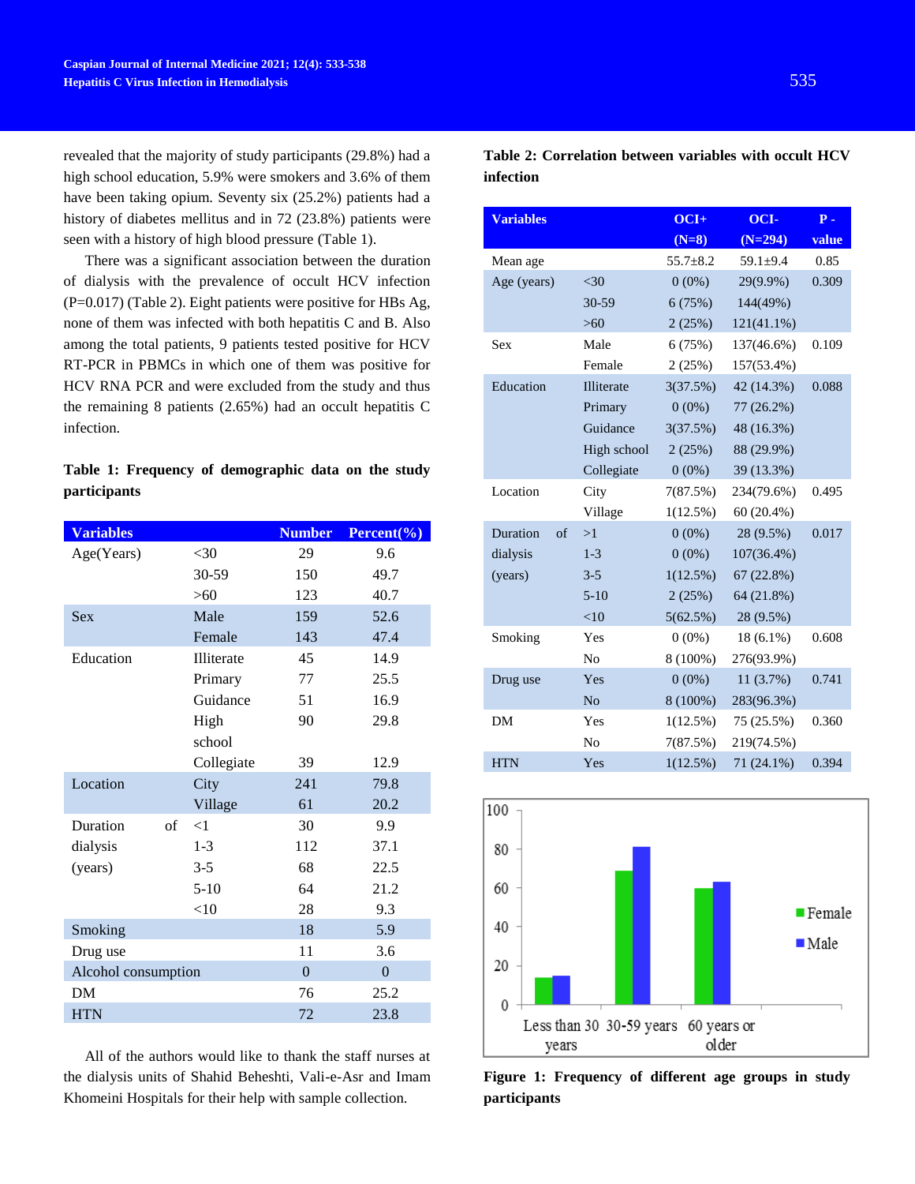revealed that the majority of study participants (29.8%) had a high school education, 5.9% were smokers and 3.6% of them have been taking opium. Seventy six (25.2%) patients had a history of diabetes mellitus and in 72 (23.8%) patients were seen with a history of high blood pressure (Table 1).

There was a significant association between the duration of dialysis with the prevalence of occult HCV infection (P=0.017) (Table 2). Eight patients were positive for HBs Ag, none of them was infected with both hepatitis C and B. Also among the total patients, 9 patients tested positive for HCV RT-PCR in PBMCs in which one of them was positive for HCV RNA PCR and were excluded from the study and thus the remaining 8 patients (2.65%) had an occult hepatitis C infection.

**Table 1: Frequency of demographic data on the study participants**

| Variables | | Number | Percent(%) |
|---|---|---|---|
| Age(Years) | <30 | 29 | 9.6 |
| | 30-59 | 150 | 49.7 |
| | >60 | 123 | 40.7 |
| Sex | Male | 159 | 52.6 |
| | Female | 143 | 47.4 |
| Education | Illiterate | 45 | 14.9 |
| | Primary | 77 | 25.5 |
| | Guidance | 51 | 16.9 |
| | High school | 90 | 29.8 |
| | Collegiate | 39 | 12.9 |
| Location | City | 241 | 79.8 |
| | Village | 61 | 20.2 |
| Duration of dialysis (years) | <1 | 30 | 9.9 |
| | 1-3 | 112 | 37.1 |
| | 3-5 | 68 | 22.5 |
| | 5-10 | 64 | 21.2 |
| | <10 | 28 | 9.3 |
| Smoking | | 18 | 5.9 |
| Drug use | | 11 | 3.6 |
| Alcohol consumption | | 0 | 0 |
| DM | | 76 | 25.2 |
| HTN | | 72 | 23.8 |

All of the authors would like to thank the staff nurses at the dialysis units of Shahid Beheshti, Vali-e-Asr and Imam Khomeini Hospitals for their help with sample collection.

**Table 2: Correlation between variables with occult HCV infection**

| Variables | | OCI+ (N=8) | OCI- (N=294) | P - value |
|---|---|---|---|---|
| Mean age | | 55.7±8.2 | 59.1±9.4 | 0.85 |
| Age (years) | <30 | 0 (0%) | 29(9.9%) | 0.309 |
| | 30-59 | 6 (75%) | 144(49%) | |
| | >60 | 2 (25%) | 121(41.1%) | |
| Sex | Male | 6 (75%) | 137(46.6%) | 0.109 |
| | Female | 2 (25%) | 157(53.4%) | |
| Education | Illiterate | 3(37.5%) | 42 (14.3%) | 0.088 |
| | Primary | 0 (0%) | 77 (26.2%) | |
| | Guidance | 3(37.5%) | 48 (16.3%) | |
| | High school | 2 (25%) | 88 (29.9%) | |
| | Collegiate | 0 (0%) | 39 (13.3%) | |
| Location | City | 7(87.5%) | 234(79.6%) | 0.495 |
| | Village | 1(12.5%) | 60 (20.4%) | |
| Duration of dialysis (years) | >1 | 0 (0%) | 28 (9.5%) | 0.017 |
| | 1-3 | 0 (0%) | 107(36.4%) | |
| | 3-5 | 1(12.5%) | 67 (22.8%) | |
| | 5-10 | 2 (25%) | 64 (21.8%) | |
| | <10 | 5(62.5%) | 28 (9.5%) | |
| Smoking | Yes | 0 (0%) | 18 (6.1%) | 0.608 |
| | No | 8 (100%) | 276(93.9%) | |
| Drug use | Yes | 0 (0%) | 11 (3.7%) | 0.741 |
| | No | 8 (100%) | 283(96.3%) | |
| DM | Yes | 1(12.5%) | 75 (25.5%) | 0.360 |
| | No | 7(87.5%) | 219(74.5%) | |
| HTN | Yes | 1(12.5%) | 71 (24.1%) | 0.394 |

**Figure 1: Frequency of different age groups in study participants**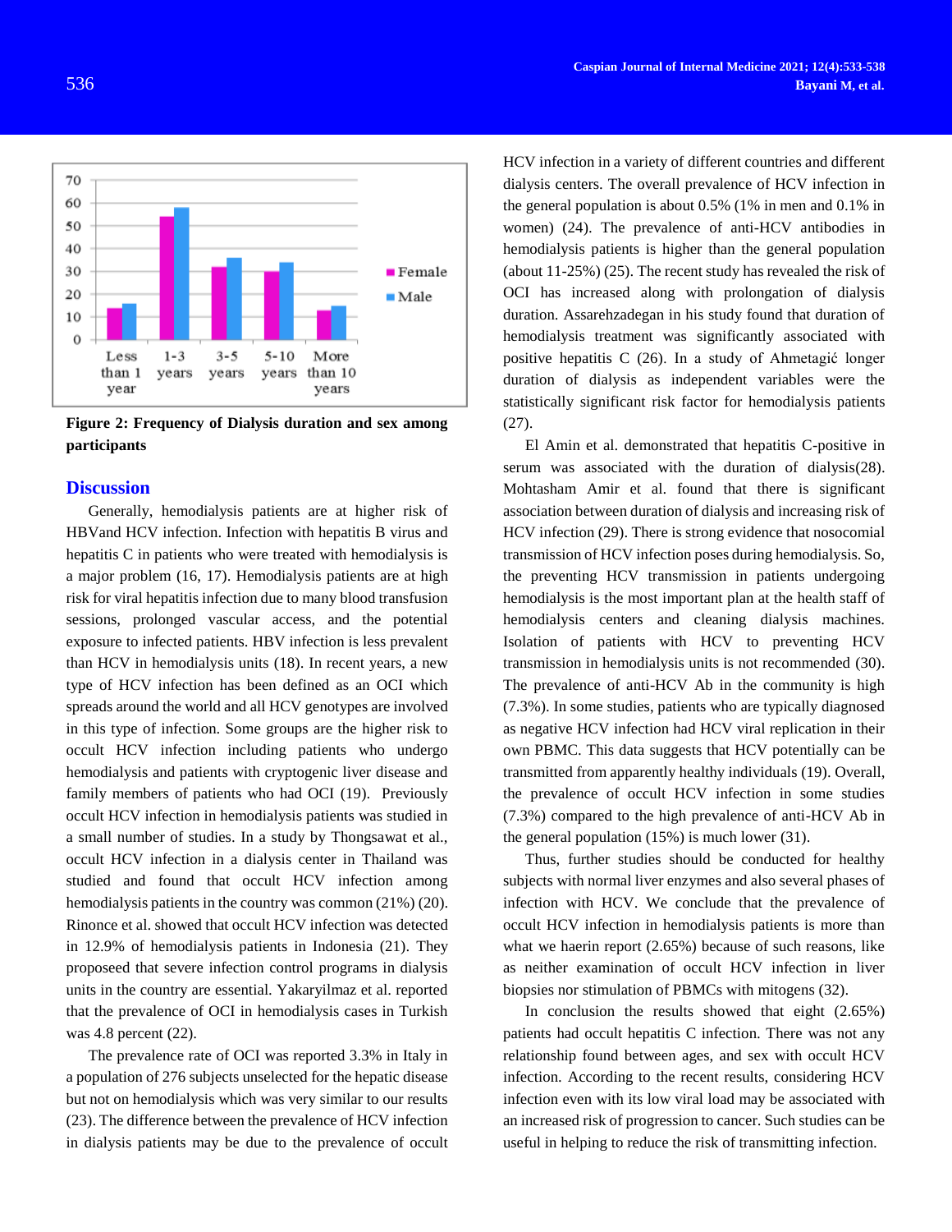Figure 2: Frequency of Dialysis duration and sex among participants

## Discussion

Generally, hemodialysis patients are at higher risk of HBVand HCV infection. Infection with hepatitis B virus and hepatitis C in patients who were treated with hemodialysis is a major problem (16, 17). Hemodialysis patients are at high risk for viral hepatitis infection due to many blood transfusion sessions, prolonged vascular access, and the potential exposure to infected patients. HBV infection is less prevalent than HCV in hemodialysis units (18). In recent years, a new type of HCV infection has been defined as an OCI which spreads around the world and all HCV genotypes are involved in this type of infection. Some groups are the higher risk to occult HCV infection including patients who undergo hemodialysis and patients with cryptogenic liver disease and family members of patients who had OCI (19). Previously occult HCV infection in hemodialysis patients was studied in a small number of studies. In a study by Thongsawat et al., occult HCV infection in a dialysis center in Thailand was studied and found that occult HCV infection among hemodialysis patients in the country was common (21%) (20). Rinonce et al. showed that occult HCV infection was detected in 12.9% of hemodialysis patients in Indonesia (21). They proposeed that severe infection control programs in dialysis units in the country are essential. Yakaryilmaz et al. reported that the prevalence of OCI in hemodialysis cases in Turkish was 4.8 percent (22).

The prevalence rate of OCI was reported 3.3% in Italy in a population of 276 subjects unselected for the hepatic disease but not on hemodialysis which was very similar to our results (23). The difference between the prevalence of HCV infection in dialysis patients may be due to the prevalence of occult HCV infection in a variety of different countries and different dialysis centers. The overall prevalence of HCV infection in the general population is about 0.5% (1% in men and 0.1% in women) (24). The prevalence of anti-HCV antibodies in hemodialysis patients is higher than the general population (about 11-25%) (25). The recent study has revealed the risk of OCI has increased along with prolongation of dialysis duration. Assarehzadegan in his study found that duration of hemodialysis treatment was significantly associated with positive hepatitis C (26). In a study of Ahmetagić longer duration of dialysis as independent variables were the statistically significant risk factor for hemodialysis patients (27).

El Amin et al. demonstrated that hepatitis C-positive in serum was associated with the duration of dialysis(28). Mohtasham Amir et al. found that there is significant association between duration of dialysis and increasing risk of HCV infection (29). There is strong evidence that nosocomial transmission of HCV infection poses during hemodialysis. So, the preventing HCV transmission in patients undergoing hemodialysis is the most important plan at the health staff of hemodialysis centers and cleaning dialysis machines. Isolation of patients with HCV to preventing HCV transmission in hemodialysis units is not recommended (30). The prevalence of anti-HCV Ab in the community is high (7.3%). In some studies, patients who are typically diagnosed as negative HCV infection had HCV viral replication in their own PBMC. This data suggests that HCV potentially can be transmitted from apparently healthy individuals (19). Overall, the prevalence of occult HCV infection in some studies (7.3%) compared to the high prevalence of anti-HCV Ab in the general population (15%) is much lower (31).

Thus, further studies should be conducted for healthy subjects with normal liver enzymes and also several phases of infection with HCV. We conclude that the prevalence of occult HCV infection in hemodialysis patients is more than what we haerin report (2.65%) because of such reasons, like as neither examination of occult HCV infection in liver biopsies nor stimulation of PBMCs with mitogens (32).

In conclusion the results showed that eight (2.65%) patients had occult hepatitis C infection. There was not any relationship found between ages, and sex with occult HCV infection. According to the recent results, considering HCV infection even with its low viral load may be associated with an increased risk of progression to cancer. Such studies can be useful in helping to reduce the risk of transmitting infection.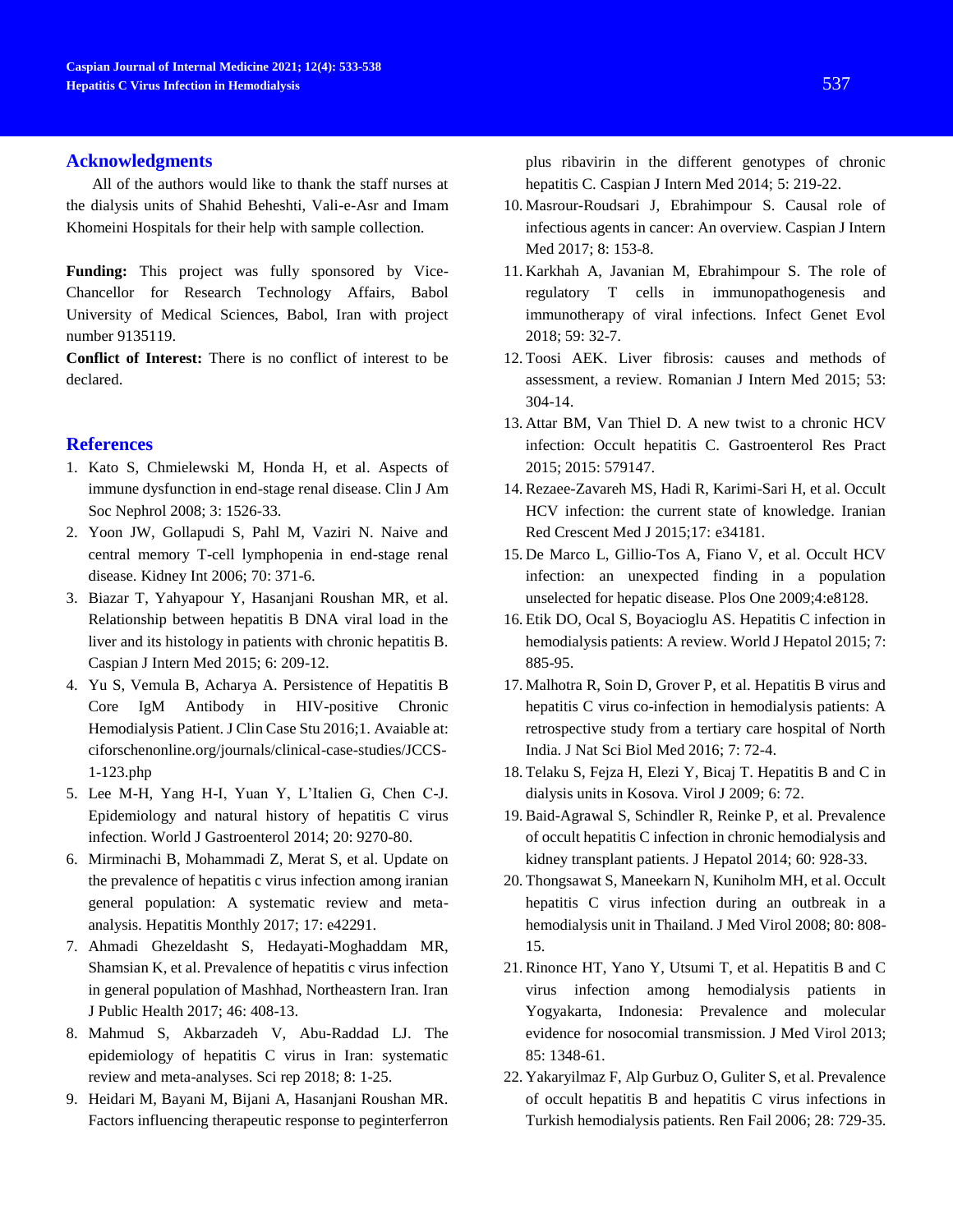## Acknowledgments

All of the authors would like to thank the staff nurses at the dialysis units of Shahid Beheshti, Vali-e-Asr and Imam Khomeini Hospitals for their help with sample collection.

**Funding:** This project was fully sponsored by Vice-Chancellor for Research Technology Affairs, Babol University of Medical Sciences, Babol, Iran with project number 9135119.

**Conflict of Interest:** There is no conflict of interest to be declared.

## References

1. Kato S, Chmielewski M, Honda H, et al. Aspects of immune dysfunction in end-stage renal disease. Clin J Am Soc Nephrol 2008; 3: 1526-33.
2. Yoon JW, Gollapudi S, Pahl M, Vaziri N. Naive and central memory T-cell lymphopenia in end-stage renal disease. Kidney Int 2006; 70: 371-6.
3. Biazar T, Yahyapour Y, Hasanjani Roushan MR, et al. Relationship between hepatitis B DNA viral load in the liver and its histology in patients with chronic hepatitis B. Caspian J Intern Med 2015; 6: 209-12.
4. Yu S, Vemula B, Acharya A. Persistence of Hepatitis B Core IgM Antibody in HIV-positive Chronic Hemodialysis Patient. J Clin Case Stu 2016;1. Avaiable at: ciforschenonline.org/journals/clinical-case-studies/JCCS-1-123.php
5. Lee M-H, Yang H-I, Yuan Y, L'Italien G, Chen C-J. Epidemiology and natural history of hepatitis C virus infection. World J Gastroenterol 2014; 20: 9270-80.
6. Mirminachi B, Mohammadi Z, Merat S, et al. Update on the prevalence of hepatitis c virus infection among iranian general population: A systematic review and meta-analysis. Hepatitis Monthly 2017; 17: e42291.
7. Ahmadi Ghezeldasht S, Hedayati-Moghaddam MR, Shamsian K, et al. Prevalence of hepatitis c virus infection in general population of Mashhad, Northeastern Iran. Iran J Public Health 2017; 46: 408-13.
8. Mahmud S, Akbarzadeh V, Abu-Raddad LJ. The epidemiology of hepatitis C virus in Iran: systematic review and meta-analyses. Sci rep 2018; 8: 1-25.
9. Heidari M, Bayani M, Bijani A, Hasanjani Roushan MR. Factors influencing therapeutic response to peginterferron plus ribavirin in the different genotypes of chronic hepatitis C. Caspian J Intern Med 2014; 5: 219-22.
10. Masrour-Roudsari J, Ebrahimpour S. Causal role of infectious agents in cancer: An overview. Caspian J Intern Med 2017; 8: 153-8.
11. Karkhah A, Javanian M, Ebrahimpour S. The role of regulatory T cells in immunopathogenesis and immunotherapy of viral infections. Infect Genet Evol 2018; 59: 32-7.
12. Toosi AEK. Liver fibrosis: causes and methods of assessment, a review. Romanian J Intern Med 2015; 53: 304-14.
13. Attar BM, Van Thiel D. A new twist to a chronic HCV infection: Occult hepatitis C. Gastroenterol Res Pract 2015; 2015: 579147.
14. Rezaee-Zavareh MS, Hadi R, Karimi-Sari H, et al. Occult HCV infection: the current state of knowledge. Iranian Red Crescent Med J 2015;17: e34181.
15. De Marco L, Gillio-Tos A, Fiano V, et al. Occult HCV infection: an unexpected finding in a population unselected for hepatic disease. Plos One 2009;4:e8128.
16. Etik DO, Ocal S, Boyacioglu AS. Hepatitis C infection in hemodialysis patients: A review. World J Hepatol 2015; 7: 885-95.
17. Malhotra R, Soin D, Grover P, et al. Hepatitis B virus and hepatitis C virus co-infection in hemodialysis patients: A retrospective study from a tertiary care hospital of North India. J Nat Sci Biol Med 2016; 7: 72-4.
18. Telaku S, Fejza H, Elezi Y, Bicaj T. Hepatitis B and C in dialysis units in Kosova. Virol J 2009; 6: 72.
19. Baid-Agrawal S, Schindler R, Reinke P, et al. Prevalence of occult hepatitis C infection in chronic hemodialysis and kidney transplant patients. J Hepatol 2014; 60: 928-33.
20. Thongsawat S, Maneekarn N, Kuniholm MH, et al. Occult hepatitis C virus infection during an outbreak in a hemodialysis unit in Thailand. J Med Virol 2008; 80: 808-15.
21. Rinonce HT, Yano Y, Utsumi T, et al. Hepatitis B and C virus infection among hemodialysis patients in Yogyakarta, Indonesia: Prevalence and molecular evidence for nosocomial transmission. J Med Virol 2013; 85: 1348-61.
22. Yakaryilmaz F, Alp Gurbuz O, Guliter S, et al. Prevalence of occult hepatitis B and hepatitis C virus infections in Turkish hemodialysis patients. Ren Fail 2006; 28: 729-35.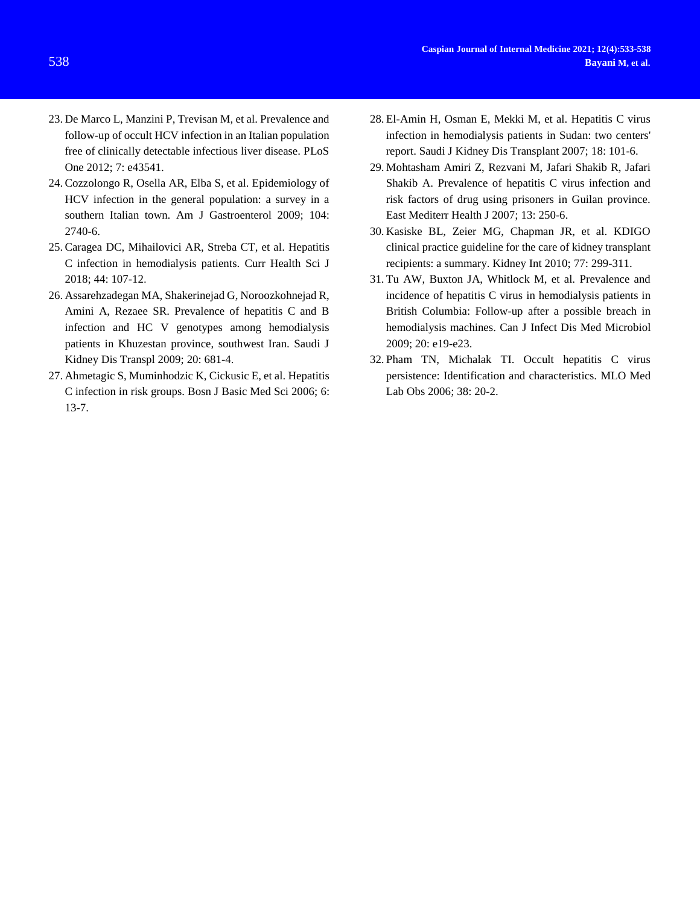23. De Marco L, Manzini P, Trevisan M, et al. Prevalence and follow-up of occult HCV infection in an Italian population free of clinically detectable infectious liver disease. PLoS One 2012; 7: e43541.
24. Cozzolongo R, Osella AR, Elba S, et al. Epidemiology of HCV infection in the general population: a survey in a southern Italian town. Am J Gastroenterol 2009; 104: 2740-6.
25. Caragea DC, Mihailovici AR, Streba CT, et al. Hepatitis C infection in hemodialysis patients. Curr Health Sci J 2018; 44: 107-12.
26. Assarehzadegan MA, Shakerinejad G, Noroozkohnejad R, Amini A, Rezaee SR. Prevalence of hepatitis C and B infection and HC V genotypes among hemodialysis patients in Khuzestan province, southwest Iran. Saudi J Kidney Dis Transpl 2009; 20: 681-4.
27. Ahmetagic S, Muminhodzic K, Cickusic E, et al. Hepatitis C infection in risk groups. Bosn J Basic Med Sci 2006; 6: 13-7.
28. El-Amin H, Osman E, Mekki M, et al. Hepatitis C virus infection in hemodialysis patients in Sudan: two centers' report. Saudi J Kidney Dis Transplant 2007; 18: 101-6.
29. Mohtasham Amiri Z, Rezvani M, Jafari Shakib R, Jafari Shakib A. Prevalence of hepatitis C virus infection and risk factors of drug using prisoners in Guilan province. East Mediterr Health J 2007; 13: 250-6.
30. Kasiske BL, Zeier MG, Chapman JR, et al. KDIGO clinical practice guideline for the care of kidney transplant recipients: a summary. Kidney Int 2010; 77: 299-311.
31. Tu AW, Buxton JA, Whitlock M, et al. Prevalence and incidence of hepatitis C virus in hemodialysis patients in British Columbia: Follow-up after a possible breach in hemodialysis machines. Can J Infect Dis Med Microbiol 2009; 20: e19-e23.
32. Pham TN, Michalak TI. Occult hepatitis C virus persistence: Identification and characteristics. MLO Med Lab Obs 2006; 38: 20-2.